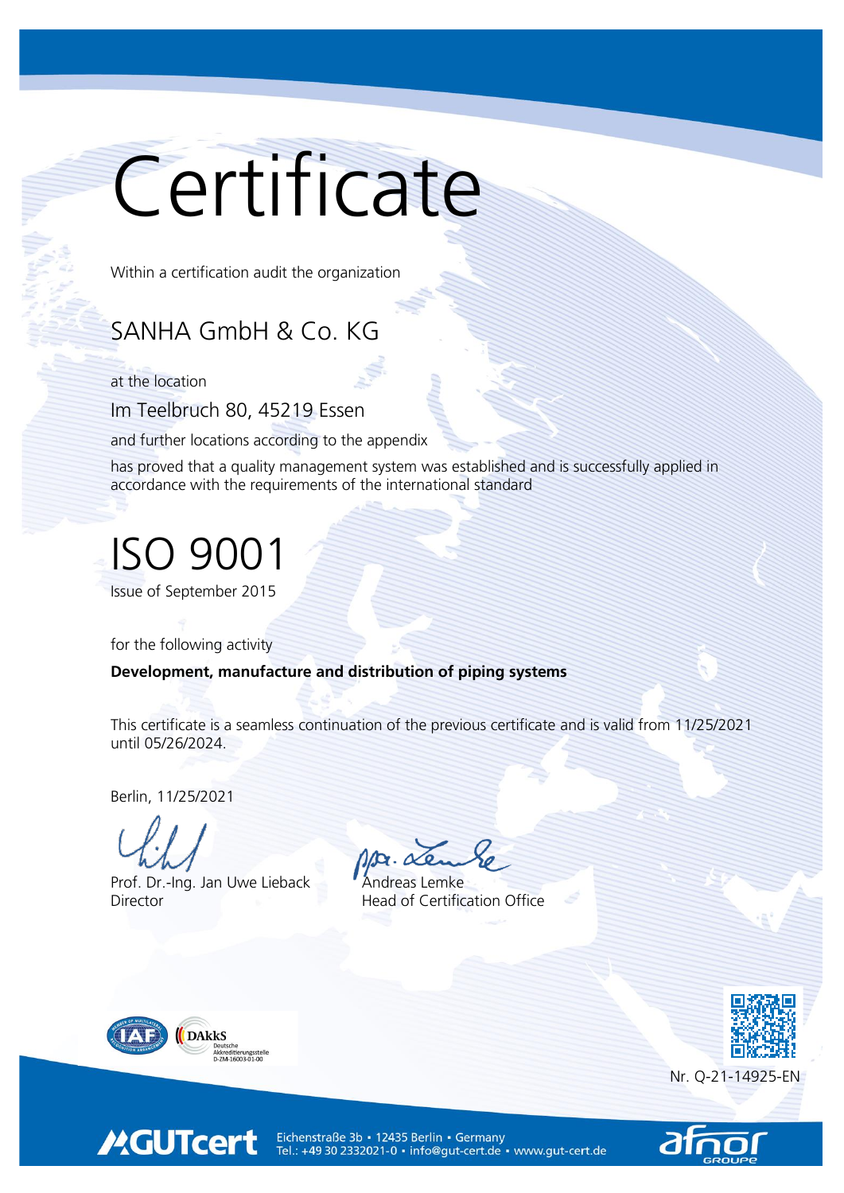# Certificate

Within a certification audit the organization

## SANHA GmbH & Co. KG

at the location

Im Teelbruch 80, 45219 Essen

and further locations according to the appendix

has proved that a quality management system was established and is successfully applied in accordance with the requirements of the international standard

# ISO 9001

Issue of September 2015

for the following activity

**Development, manufacture and distribution of piping systems**

This certificate is a seamless continuation of the previous certificate and is valid from 11/25/2021 until 05/26/2024.

Berlin, 11/25/2021

Prof. Dr.-Ing. Jan Uwe Lieback
Director

Andreas Lemke
Head of Certification Office

DAkkS Deutsche Akkreditierungsstelle D-ZM-16003-01-00

Nr. Q-21-14925-EN

GUTcert

Eichenstraße 3b • 12435 Berlin • Germany
Tel.: +49 30 2332021-0 • info@gut-cert.de • www.gut-cert.de

afnor GROUPE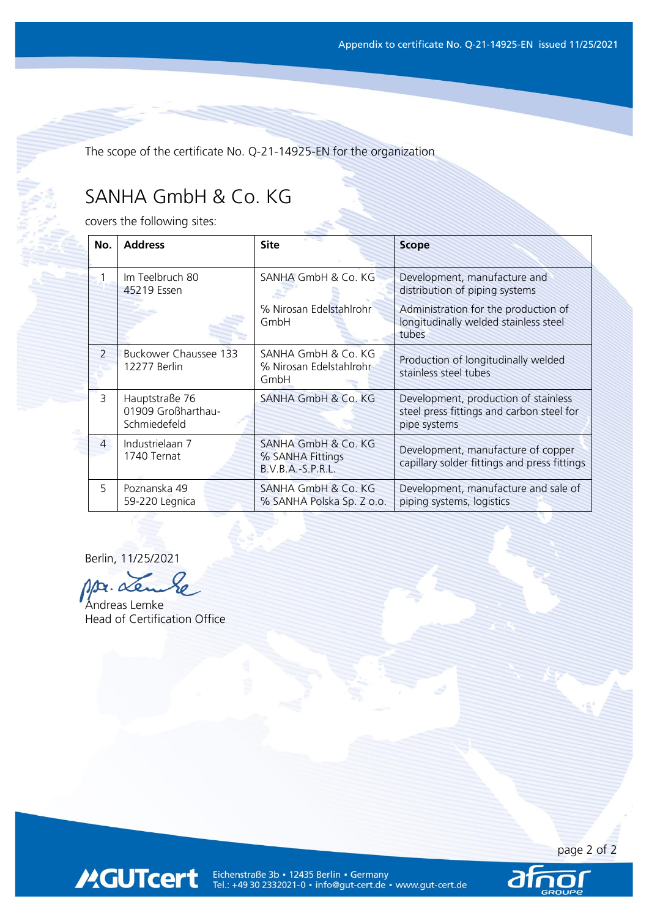The scope of the certificate No. Q-21-14925-EN for the organization

# SANHA GmbH & Co. KG

covers the following sites:

| No. | Address | Site | Scope |
|---|---|---|---|
| 1 | Im Teelbruch 80<br>45219 Essen | SANHA GmbH & Co. KG | Development, manufacture and distribution of piping systems |
| | | % Nirosan Edelstahlrohr GmbH | Administration for the production of longitudinally welded stainless steel tubes |
| 2 | Buckower Chaussee 133<br>12277 Berlin | SANHA GmbH & Co. KG<br>% Nirosan Edelstahlrohr GmbH | Production of longitudinally welded stainless steel tubes |
| 3 | Hauptstraße 76<br>01909 Großharthau-Schmiedefeld | SANHA GmbH & Co. KG | Development, production of stainless steel press fittings and carbon steel for pipe systems |
| 4 | Industrielaan 7<br>1740 Ternat | SANHA GmbH & Co. KG<br>% SANHA Fittings B.V.B.A.-S.P.R.L. | Development, manufacture of copper capillary solder fittings and press fittings |
| 5 | Poznanska 49<br>59-220 Legnica | SANHA GmbH & Co. KG<br>% SANHA Polska Sp. Z o.o. | Development, manufacture and sale of piping systems, logistics |

Berlin, 11/25/2021

ppa. Lemke

Andreas Lemke
Head of Certification Office

GUTcert Eichenstraße 3b • 12435 Berlin • Germany
Tel.: +49 30 2332021-0 • info@gut-cert.de • www.gut-cert.de